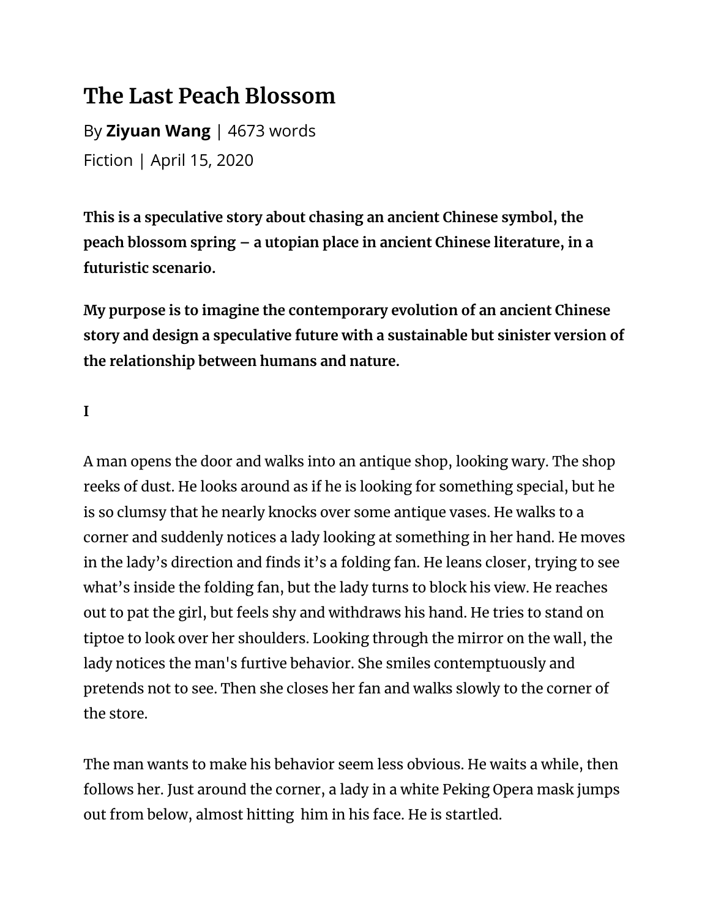# The Last Peach Blossom

By **Ziyuan Wang** | 4673 words

Fiction | April 15, 2020

**This is a speculative story about chasing an ancient Chinese symbol, the peach blossom spring – a utopian place in ancient Chinese literature, in a futuristic scenario.**

**My purpose is to imagine the contemporary evolution of an ancient Chinese story and design a speculative future with a sustainable but sinister version of the relationship between humans and nature.**

**I**

A man opens the door and walks into an antique shop, looking wary. The shop reeks of dust. He looks around as if he is looking for something special, but he is so clumsy that he nearly knocks over some antique vases. He walks to a corner and suddenly notices a lady looking at something in her hand. He moves in the lady's direction and finds it's a folding fan. He leans closer, trying to see what's inside the folding fan, but the lady turns to block his view. He reaches out to pat the girl, but feels shy and withdraws his hand. He tries to stand on tiptoe to look over her shoulders. Looking through the mirror on the wall, the lady notices the man's furtive behavior. She smiles contemptuously and pretends not to see. Then she closes her fan and walks slowly to the corner of the store.

The man wants to make his behavior seem less obvious. He waits a while, then follows her. Just around the corner, a lady in a white Peking Opera mask jumps out from below, almost hitting him in his face. He is startled.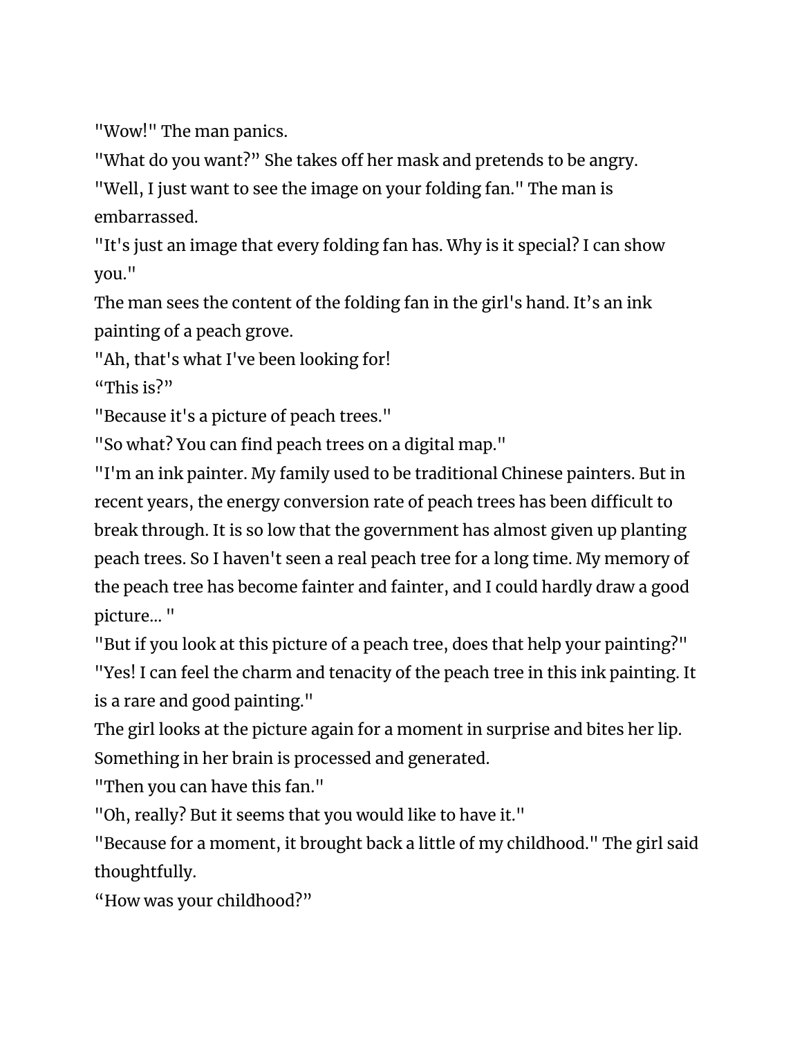"Wow!" The man panics.

"What do you want?" She takes off her mask and pretends to be angry.

"Well, I just want to see the image on your folding fan." The man is embarrassed.

"It's just an image that every folding fan has. Why is it special? I can show you."

The man sees the content of the folding fan in the girl's hand. It's an ink painting of a peach grove.

"Ah, that's what I've been looking for!

"This is?"

"Because it's a picture of peach trees."

"So what? You can find peach trees on a digital map."

"I'm an ink painter. My family used to be traditional Chinese painters. But in recent years, the energy conversion rate of peach trees has been difficult to break through. It is so low that the government has almost given up planting peach trees. So I haven't seen a real peach tree for a long time. My memory of the peach tree has become fainter and fainter, and I could hardly draw a good picture... "

"But if you look at this picture of a peach tree, does that help your painting?"

"Yes! I can feel the charm and tenacity of the peach tree in this ink painting. It is a rare and good painting."

The girl looks at the picture again for a moment in surprise and bites her lip. Something in her brain is processed and generated.

"Then you can have this fan."

"Oh, really? But it seems that you would like to have it."

"Because for a moment, it brought back a little of my childhood." The girl said thoughtfully.

"How was your childhood?"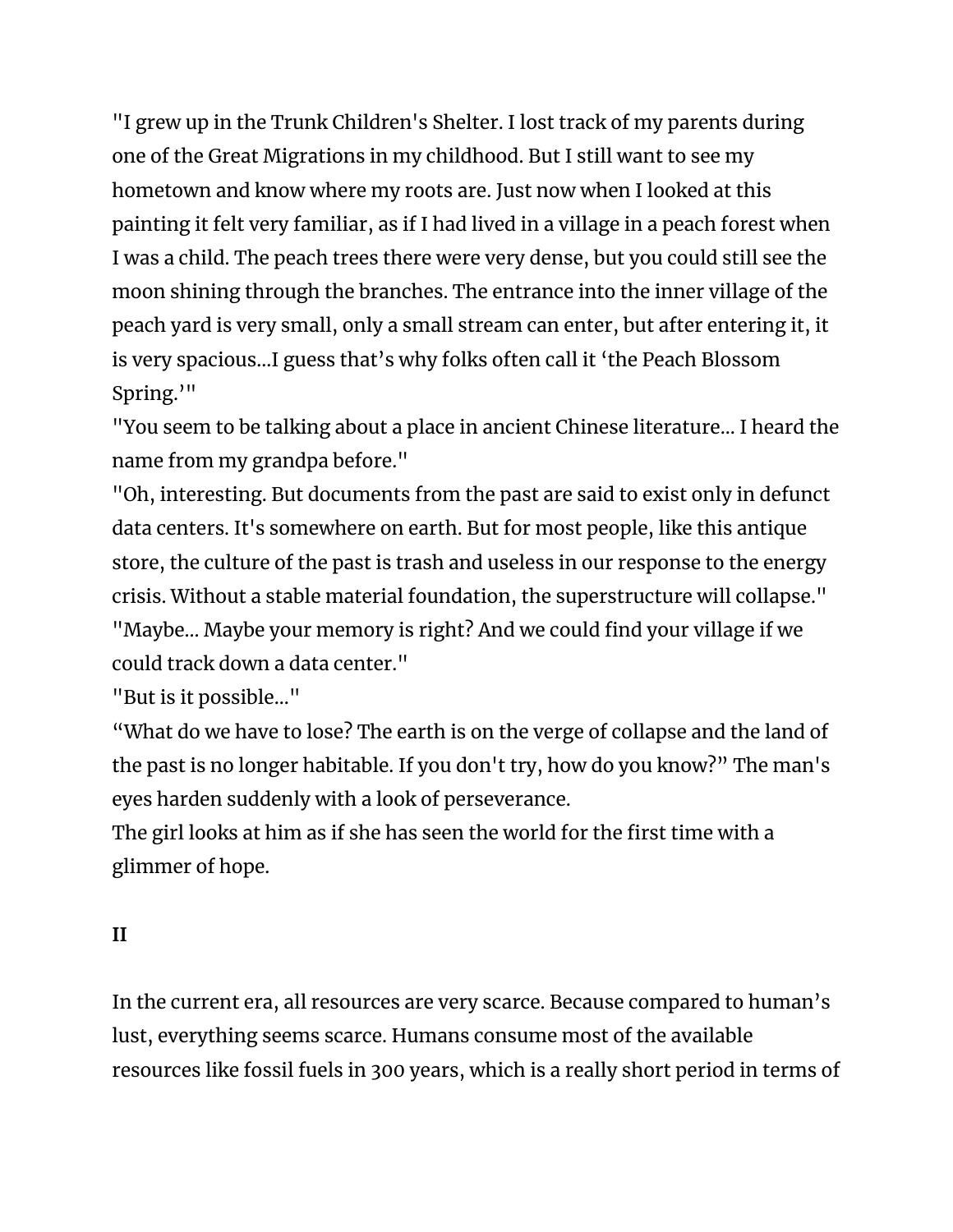"I grew up in the Trunk Children's Shelter. I lost track of my parents during one of the Great Migrations in my childhood. But I still want to see my hometown and know where my roots are. Just now when I looked at this painting it felt very familiar, as if I had lived in a village in a peach forest when I was a child. The peach trees there were very dense, but you could still see the moon shining through the branches. The entrance into the inner village of the peach yard is very small, only a small stream can enter, but after entering it, it is very spacious...I guess that's why folks often call it 'the Peach Blossom Spring.'"

"You seem to be talking about a place in ancient Chinese literature... I heard the name from my grandpa before."

"Oh, interesting. But documents from the past are said to exist only in defunct data centers. It's somewhere on earth. But for most people, like this antique store, the culture of the past is trash and useless in our response to the energy crisis. Without a stable material foundation, the superstructure will collapse."

"Maybe... Maybe your memory is right? And we could find your village if we could track down a data center."

"But is it possible..."

"What do we have to lose? The earth is on the verge of collapse and the land of the past is no longer habitable. If you don't try, how do you know?" The man's eyes harden suddenly with a look of perseverance.

The girl looks at him as if she has seen the world for the first time with a glimmer of hope.

**II**

In the current era, all resources are very scarce. Because compared to human's lust, everything seems scarce. Humans consume most of the available resources like fossil fuels in 300 years, which is a really short period in terms of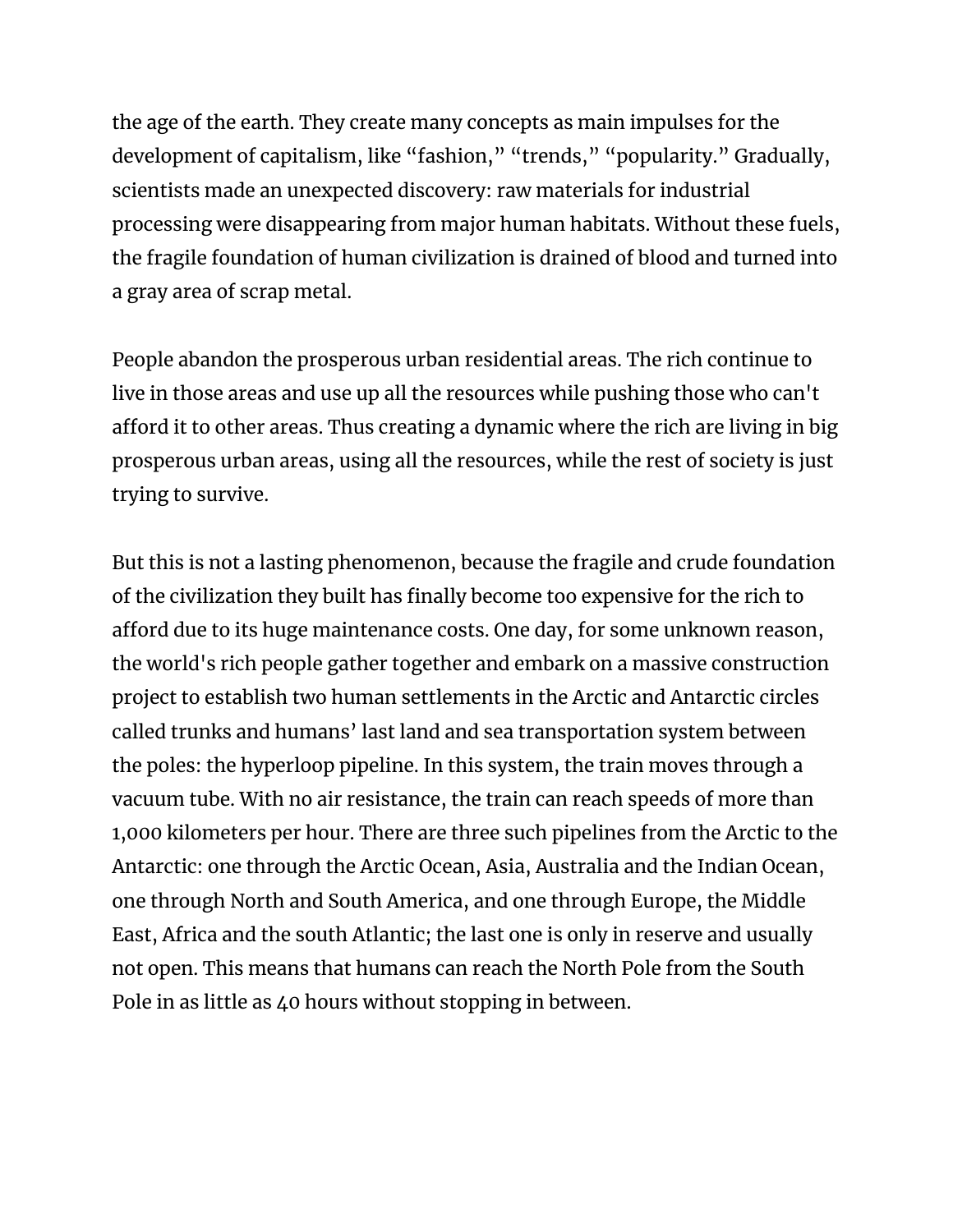the age of the earth. They create many concepts as main impulses for the development of capitalism, like "fashion," "trends," "popularity." Gradually, scientists made an unexpected discovery: raw materials for industrial processing were disappearing from major human habitats. Without these fuels, the fragile foundation of human civilization is drained of blood and turned into a gray area of scrap metal.

People abandon the prosperous urban residential areas. The rich continue to live in those areas and use up all the resources while pushing those who can't afford it to other areas. Thus creating a dynamic where the rich are living in big prosperous urban areas, using all the resources, while the rest of society is just trying to survive.

But this is not a lasting phenomenon, because the fragile and crude foundation of the civilization they built has finally become too expensive for the rich to afford due to its huge maintenance costs. One day, for some unknown reason, the world's rich people gather together and embark on a massive construction project to establish two human settlements in the Arctic and Antarctic circles called trunks and humans' last land and sea transportation system between the poles: the hyperloop pipeline. In this system, the train moves through a vacuum tube. With no air resistance, the train can reach speeds of more than 1,000 kilometers per hour. There are three such pipelines from the Arctic to the Antarctic: one through the Arctic Ocean, Asia, Australia and the Indian Ocean, one through North and South America, and one through Europe, the Middle East, Africa and the south Atlantic; the last one is only in reserve and usually not open. This means that humans can reach the North Pole from the South Pole in as little as 40 hours without stopping in between.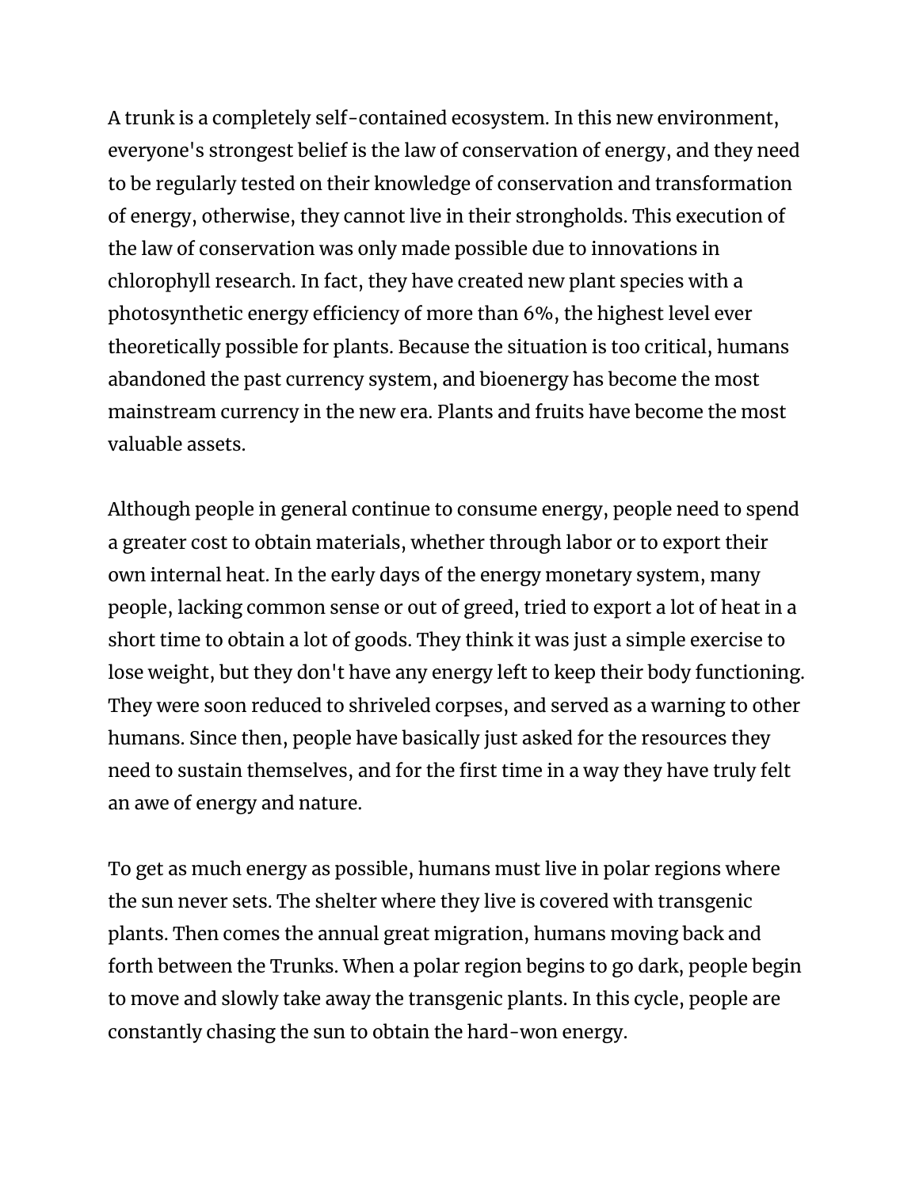A trunk is a completely self-contained ecosystem. In this new environment, everyone's strongest belief is the law of conservation of energy, and they need to be regularly tested on their knowledge of conservation and transformation of energy, otherwise, they cannot live in their strongholds. This execution of the law of conservation was only made possible due to innovations in chlorophyll research. In fact, they have created new plant species with a photosynthetic energy efficiency of more than 6%, the highest level ever theoretically possible for plants. Because the situation is too critical, humans abandoned the past currency system, and bioenergy has become the most mainstream currency in the new era. Plants and fruits have become the most valuable assets.

Although people in general continue to consume energy, people need to spend a greater cost to obtain materials, whether through labor or to export their own internal heat. In the early days of the energy monetary system, many people, lacking common sense or out of greed, tried to export a lot of heat in a short time to obtain a lot of goods. They think it was just a simple exercise to lose weight, but they don't have any energy left to keep their body functioning. They were soon reduced to shriveled corpses, and served as a warning to other humans. Since then, people have basically just asked for the resources they need to sustain themselves, and for the first time in a way they have truly felt an awe of energy and nature.

To get as much energy as possible, humans must live in polar regions where the sun never sets. The shelter where they live is covered with transgenic plants. Then comes the annual great migration, humans moving back and forth between the Trunks. When a polar region begins to go dark, people begin to move and slowly take away the transgenic plants. In this cycle, people are constantly chasing the sun to obtain the hard-won energy.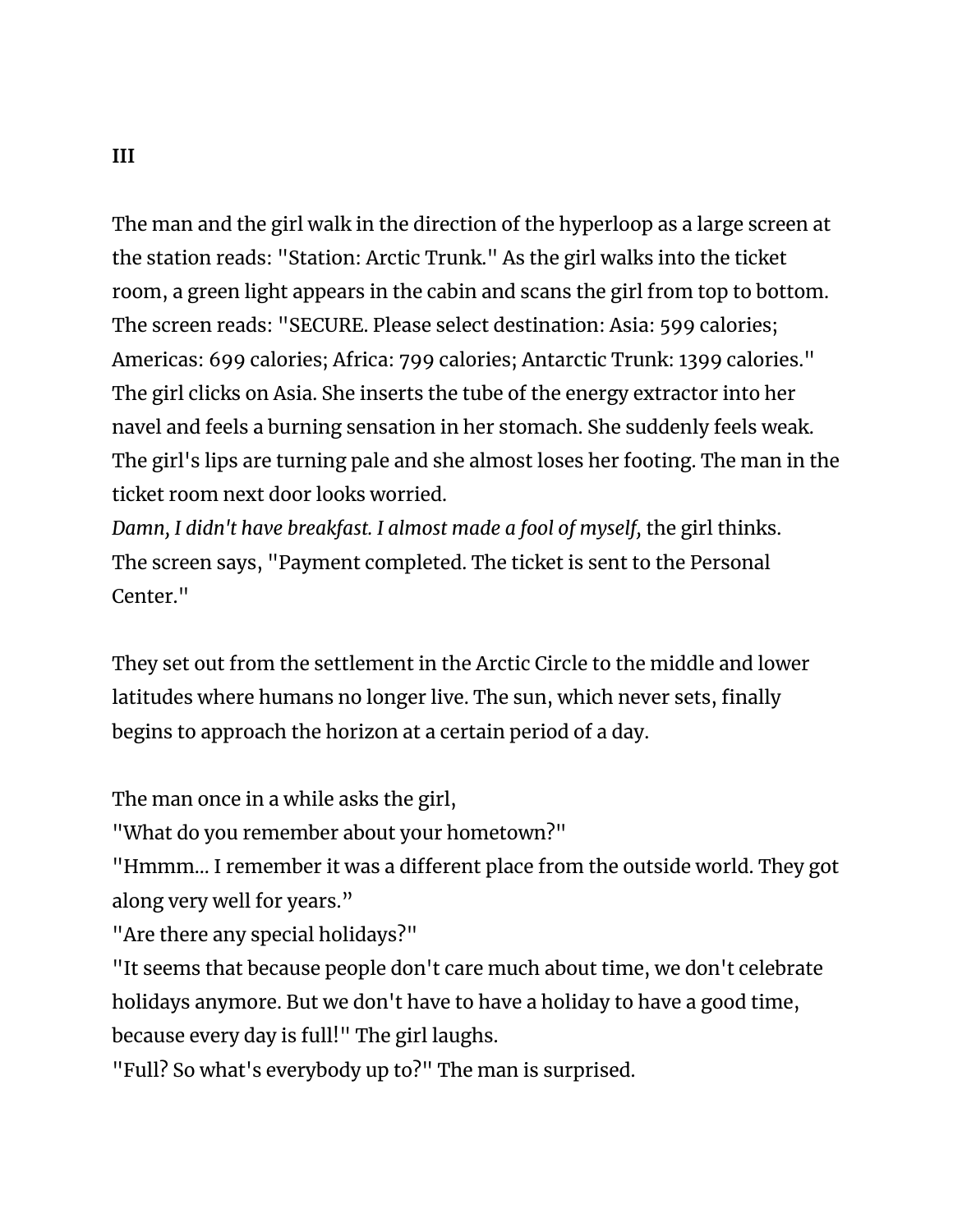**III**

The man and the girl walk in the direction of the hyperloop as a large screen at the station reads: "Station: Arctic Trunk." As the girl walks into the ticket room, a green light appears in the cabin and scans the girl from top to bottom. The screen reads: "SECURE. Please select destination: Asia: 599 calories; Americas: 699 calories; Africa: 799 calories; Antarctic Trunk: 1399 calories." The girl clicks on Asia. She inserts the tube of the energy extractor into her navel and feels a burning sensation in her stomach. She suddenly feels weak. The girl's lips are turning pale and she almost loses her footing. The man in the ticket room next door looks worried.
*Damn, I didn't have breakfast. I almost made a fool of myself,* the girl thinks.
The screen says, "Payment completed. The ticket is sent to the Personal Center."

They set out from the settlement in the Arctic Circle to the middle and lower latitudes where humans no longer live. The sun, which never sets, finally begins to approach the horizon at a certain period of a day.

The man once in a while asks the girl,
"What do you remember about your hometown?"
"Hmmm... I remember it was a different place from the outside world. They got along very well for years."
"Are there any special holidays?"
"It seems that because people don't care much about time, we don't celebrate holidays anymore. But we don't have to have a holiday to have a good time, because every day is full!" The girl laughs.
"Full? So what's everybody up to?" The man is surprised.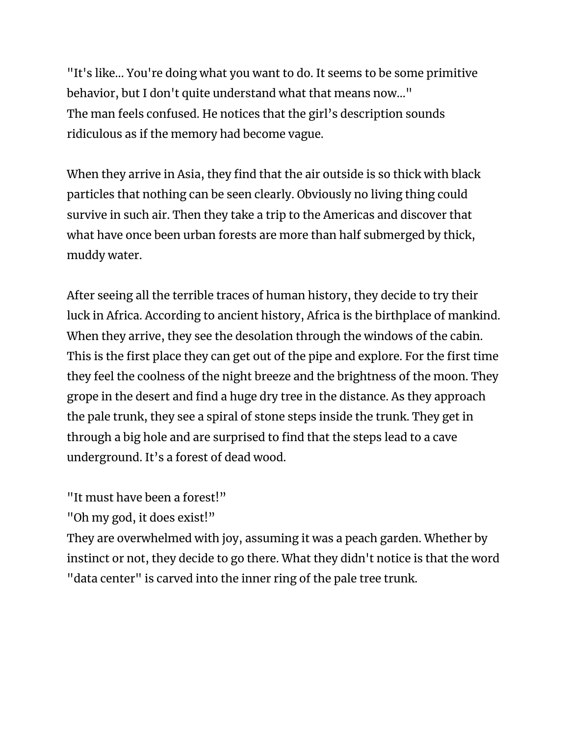"It's like... You're doing what you want to do. It seems to be some primitive behavior, but I don't quite understand what that means now..."
The man feels confused. He notices that the girl's description sounds ridiculous as if the memory had become vague.

When they arrive in Asia, they find that the air outside is so thick with black particles that nothing can be seen clearly. Obviously no living thing could survive in such air. Then they take a trip to the Americas and discover that what have once been urban forests are more than half submerged by thick, muddy water.

After seeing all the terrible traces of human history, they decide to try their luck in Africa. According to ancient history, Africa is the birthplace of mankind. When they arrive, they see the desolation through the windows of the cabin. This is the first place they can get out of the pipe and explore. For the first time they feel the coolness of the night breeze and the brightness of the moon. They grope in the desert and find a huge dry tree in the distance. As they approach the pale trunk, they see a spiral of stone steps inside the trunk. They get in through a big hole and are surprised to find that the steps lead to a cave underground. It's a forest of dead wood.

"It must have been a forest!"
"Oh my god, it does exist!"
They are overwhelmed with joy, assuming it was a peach garden. Whether by instinct or not, they decide to go there. What they didn't notice is that the word "data center" is carved into the inner ring of the pale tree trunk.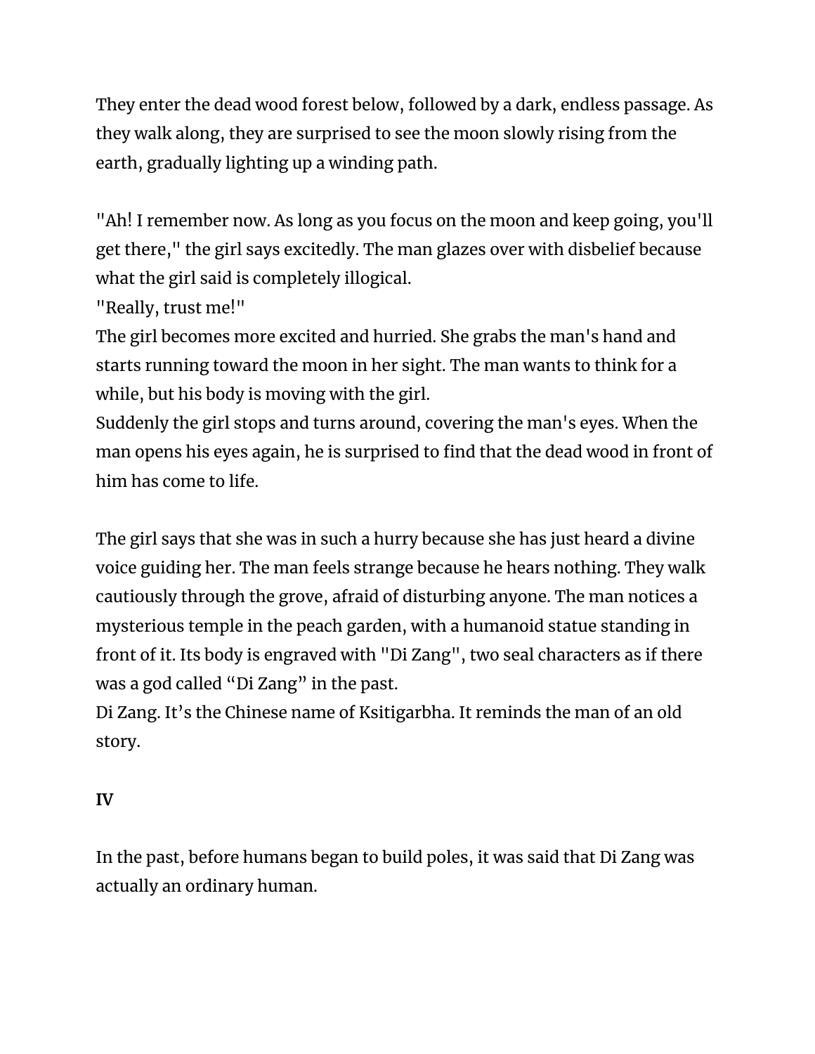They enter the dead wood forest below, followed by a dark, endless passage. As they walk along, they are surprised to see the moon slowly rising from the earth, gradually lighting up a winding path.

"Ah! I remember now. As long as you focus on the moon and keep going, you'll get there," the girl says excitedly. The man glazes over with disbelief because what the girl said is completely illogical.
"Really, trust me!"
The girl becomes more excited and hurried. She grabs the man's hand and starts running toward the moon in her sight. The man wants to think for a while, but his body is moving with the girl.
Suddenly the girl stops and turns around, covering the man's eyes. When the man opens his eyes again, he is surprised to find that the dead wood in front of him has come to life.

The girl says that she was in such a hurry because she has just heard a divine voice guiding her. The man feels strange because he hears nothing. They walk cautiously through the grove, afraid of disturbing anyone. The man notices a mysterious temple in the peach garden, with a humanoid statue standing in front of it. Its body is engraved with "Di Zang", two seal characters as if there was a god called "Di Zang" in the past.
Di Zang. It's the Chinese name of Ksitigarbha. It reminds the man of an old story.

**IV**

In the past, before humans began to build poles, it was said that Di Zang was actually an ordinary human.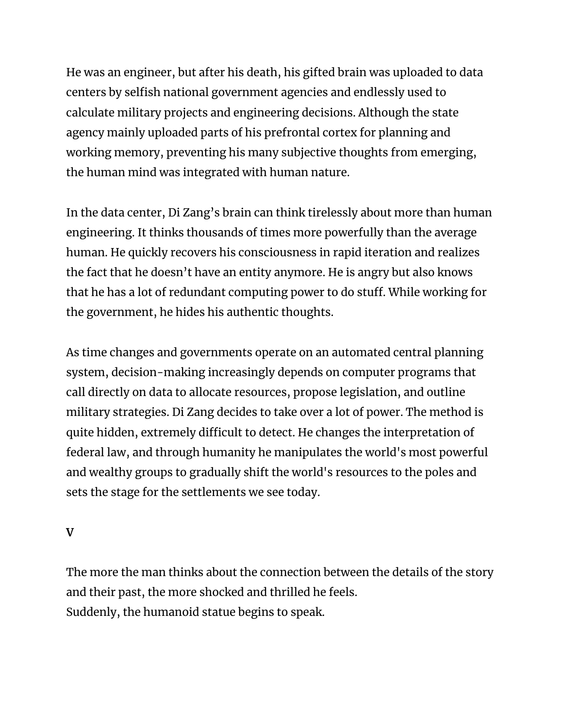He was an engineer, but after his death, his gifted brain was uploaded to data centers by selfish national government agencies and endlessly used to calculate military projects and engineering decisions. Although the state agency mainly uploaded parts of his prefrontal cortex for planning and working memory, preventing his many subjective thoughts from emerging, the human mind was integrated with human nature.

In the data center, Di Zang's brain can think tirelessly about more than human engineering. It thinks thousands of times more powerfully than the average human. He quickly recovers his consciousness in rapid iteration and realizes the fact that he doesn't have an entity anymore. He is angry but also knows that he has a lot of redundant computing power to do stuff. While working for the government, he hides his authentic thoughts.

As time changes and governments operate on an automated central planning system, decision-making increasingly depends on computer programs that call directly on data to allocate resources, propose legislation, and outline military strategies. Di Zang decides to take over a lot of power. The method is quite hidden, extremely difficult to detect. He changes the interpretation of federal law, and through humanity he manipulates the world's most powerful and wealthy groups to gradually shift the world's resources to the poles and sets the stage for the settlements we see today.

**V**

The more the man thinks about the connection between the details of the story and their past, the more shocked and thrilled he feels.
Suddenly, the humanoid statue begins to speak.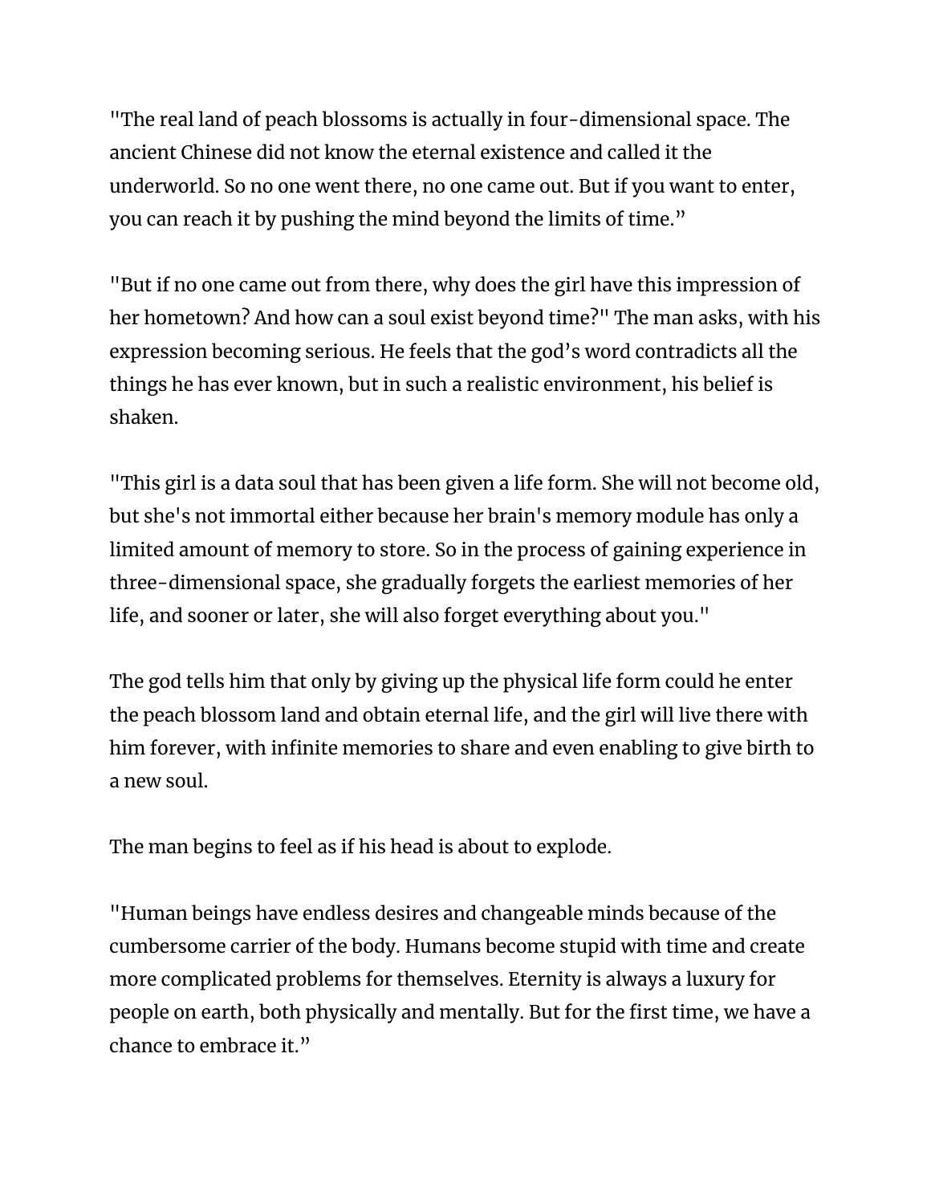"The real land of peach blossoms is actually in four-dimensional space. The ancient Chinese did not know the eternal existence and called it the underworld. So no one went there, no one came out. But if you want to enter, you can reach it by pushing the mind beyond the limits of time."

"But if no one came out from there, why does the girl have this impression of her hometown? And how can a soul exist beyond time?" The man asks, with his expression becoming serious. He feels that the god's word contradicts all the things he has ever known, but in such a realistic environment, his belief is shaken.

"This girl is a data soul that has been given a life form. She will not become old, but she's not immortal either because her brain's memory module has only a limited amount of memory to store. So in the process of gaining experience in three-dimensional space, she gradually forgets the earliest memories of her life, and sooner or later, she will also forget everything about you."

The god tells him that only by giving up the physical life form could he enter the peach blossom land and obtain eternal life, and the girl will live there with him forever, with infinite memories to share and even enabling to give birth to a new soul.

The man begins to feel as if his head is about to explode.

"Human beings have endless desires and changeable minds because of the cumbersome carrier of the body. Humans become stupid with time and create more complicated problems for themselves. Eternity is always a luxury for people on earth, both physically and mentally. But for the first time, we have a chance to embrace it."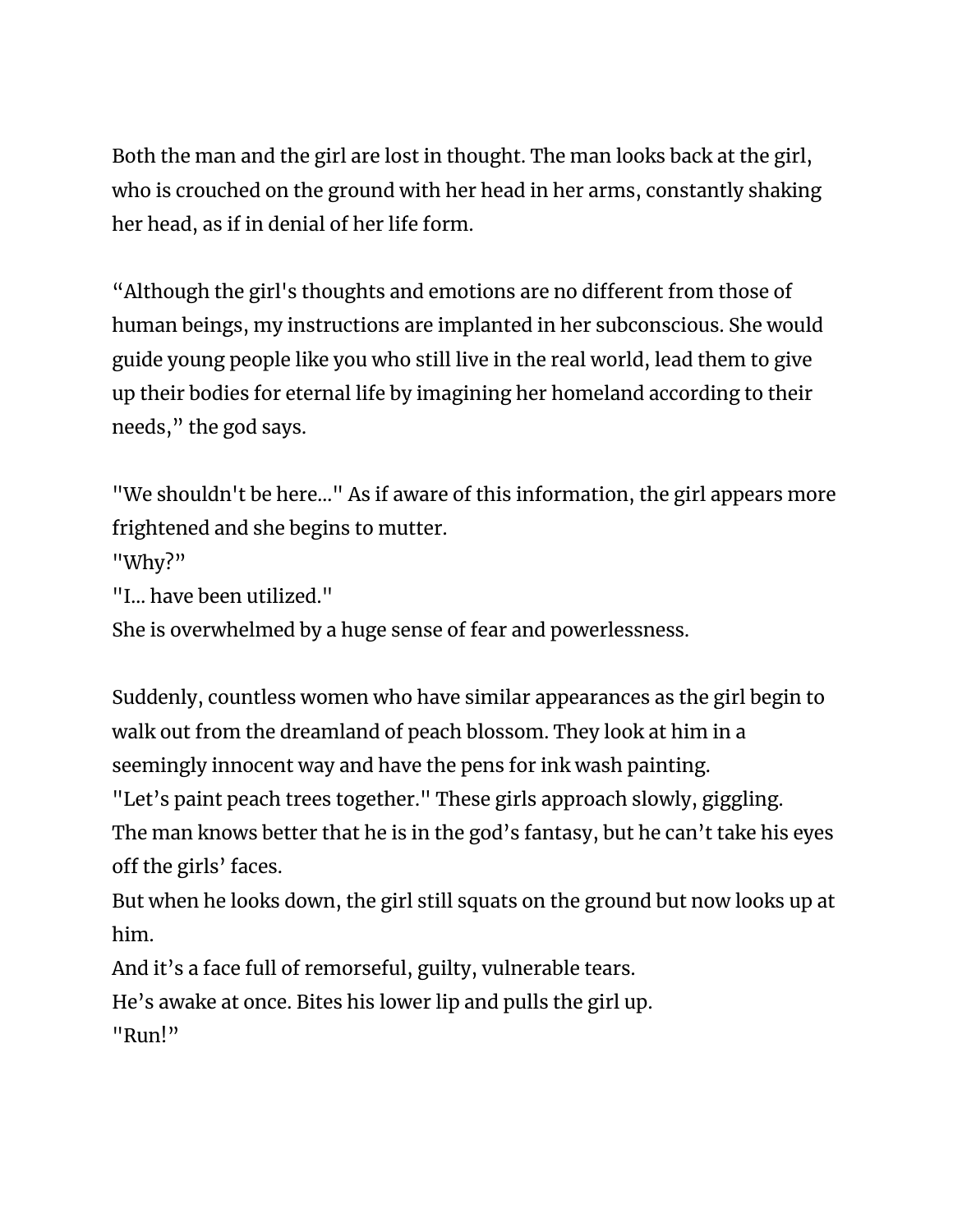Both the man and the girl are lost in thought. The man looks back at the girl, who is crouched on the ground with her head in her arms, constantly shaking her head, as if in denial of her life form.

“Although the girl's thoughts and emotions are no different from those of human beings, my instructions are implanted in her subconscious. She would guide young people like you who still live in the real world, lead them to give up their bodies for eternal life by imagining her homeland according to their needs,” the god says.

"We shouldn't be here..." As if aware of this information, the girl appears more frightened and she begins to mutter.
"Why?”
"I... have been utilized."
She is overwhelmed by a huge sense of fear and powerlessness.

Suddenly, countless women who have similar appearances as the girl begin to walk out from the dreamland of peach blossom. They look at him in a seemingly innocent way and have the pens for ink wash painting.
"Let’s paint peach trees together." These girls approach slowly, giggling.
The man knows better that he is in the god’s fantasy, but he can’t take his eyes off the girls’ faces.
But when he looks down, the girl still squats on the ground but now looks up at him.
And it’s a face full of remorseful, guilty, vulnerable tears.
He’s awake at once. Bites his lower lip and pulls the girl up.
"Run!”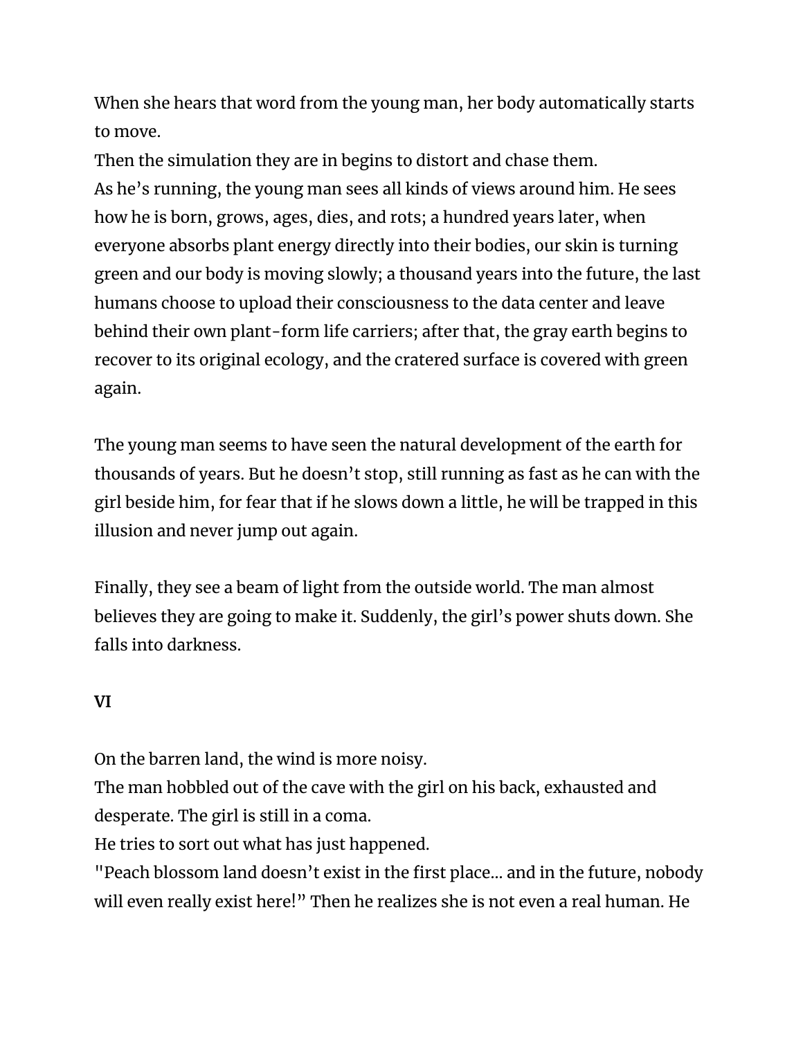When she hears that word from the young man, her body automatically starts to move.

Then the simulation they are in begins to distort and chase them.

As he's running, the young man sees all kinds of views around him. He sees how he is born, grows, ages, dies, and rots; a hundred years later, when everyone absorbs plant energy directly into their bodies, our skin is turning green and our body is moving slowly; a thousand years into the future, the last humans choose to upload their consciousness to the data center and leave behind their own plant-form life carriers; after that, the gray earth begins to recover to its original ecology, and the cratered surface is covered with green again.

The young man seems to have seen the natural development of the earth for thousands of years. But he doesn't stop, still running as fast as he can with the girl beside him, for fear that if he slows down a little, he will be trapped in this illusion and never jump out again.

Finally, they see a beam of light from the outside world. The man almost believes they are going to make it. Suddenly, the girl's power shuts down. She falls into darkness.

**VI**

On the barren land, the wind is more noisy.

The man hobbled out of the cave with the girl on his back, exhausted and desperate. The girl is still in a coma.

He tries to sort out what has just happened.

"Peach blossom land doesn't exist in the first place... and in the future, nobody will even really exist here!" Then he realizes she is not even a real human. He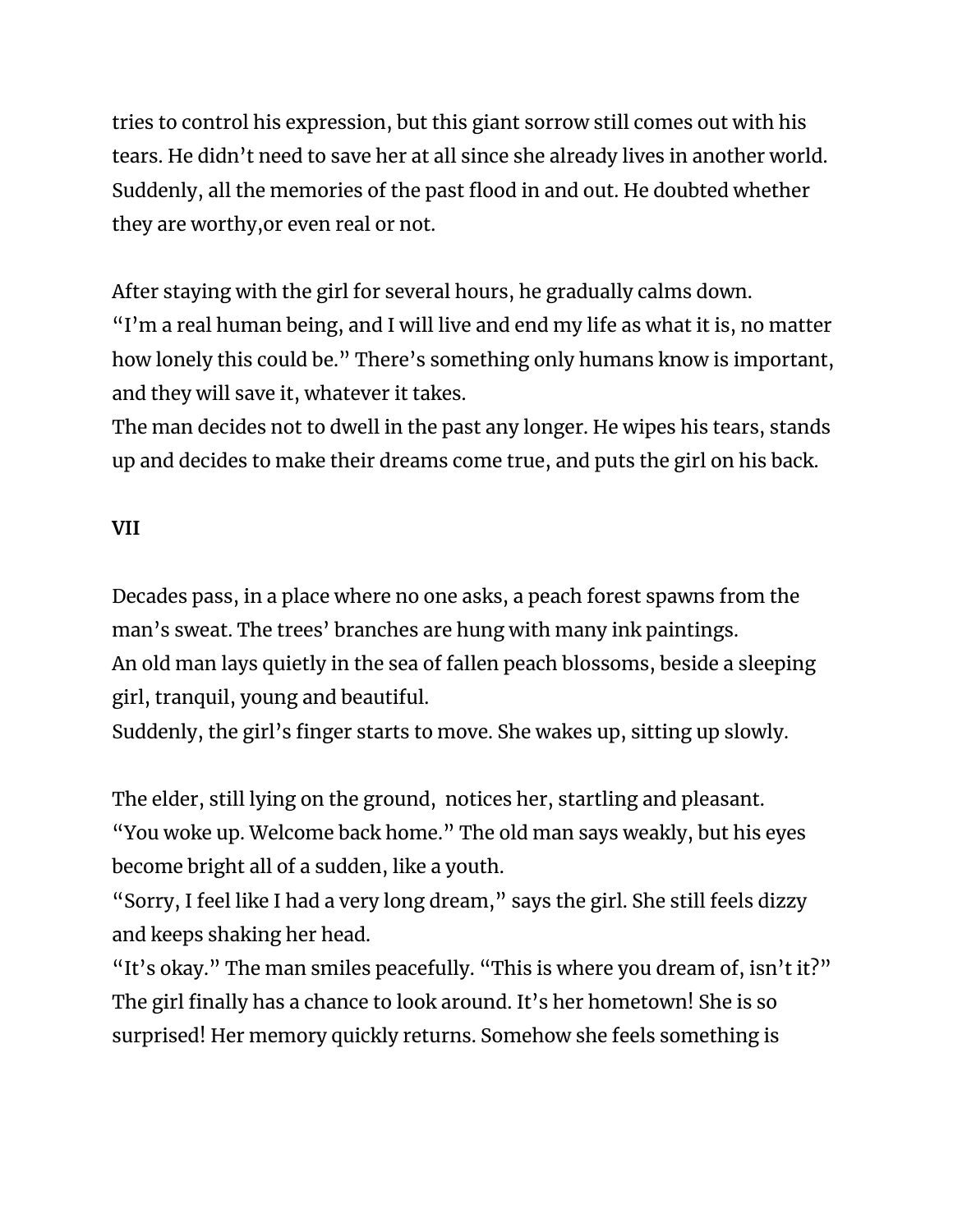tries to control his expression, but this giant sorrow still comes out with his tears. He didn't need to save her at all since she already lives in another world. Suddenly, all the memories of the past flood in and out. He doubted whether they are worthy,or even real or not.

After staying with the girl for several hours, he gradually calms down.
"I'm a real human being, and I will live and end my life as what it is, no matter how lonely this could be." There's something only humans know is important, and they will save it, whatever it takes.
The man decides not to dwell in the past any longer. He wipes his tears, stands up and decides to make their dreams come true, and puts the girl on his back.

**VII**

Decades pass, in a place where no one asks, a peach forest spawns from the man's sweat. The trees' branches are hung with many ink paintings.
An old man lays quietly in the sea of fallen peach blossoms, beside a sleeping girl, tranquil, young and beautiful.
Suddenly, the girl's finger starts to move. She wakes up, sitting up slowly.

The elder, still lying on the ground,  notices her, startling and pleasant.
"You woke up. Welcome back home." The old man says weakly, but his eyes become bright all of a sudden, like a youth.
"Sorry, I feel like I had a very long dream," says the girl. She still feels dizzy and keeps shaking her head.
"It's okay." The man smiles peacefully. "This is where you dream of, isn't it?"
The girl finally has a chance to look around. It's her hometown! She is so surprised! Her memory quickly returns. Somehow she feels something is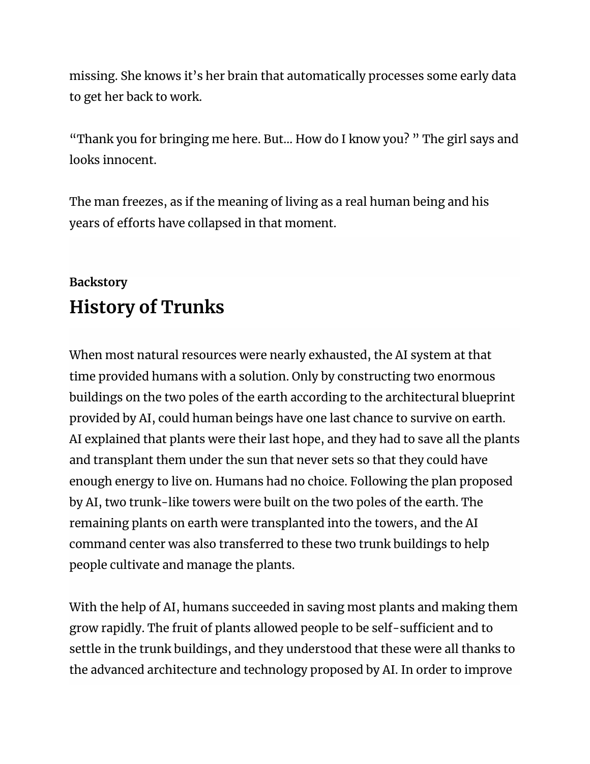missing. She knows it's her brain that automatically processes some early data to get her back to work.

"Thank you for bringing me here. But... How do I know you? " The girl says and looks innocent.

The man freezes, as if the meaning of living as a real human being and his years of efforts have collapsed in that moment.

**Backstory**

## History of Trunks

When most natural resources were nearly exhausted, the AI system at that time provided humans with a solution. Only by constructing two enormous buildings on the two poles of the earth according to the architectural blueprint provided by AI, could human beings have one last chance to survive on earth. AI explained that plants were their last hope, and they had to save all the plants and transplant them under the sun that never sets so that they could have enough energy to live on. Humans had no choice. Following the plan proposed by AI, two trunk-like towers were built on the two poles of the earth. The remaining plants on earth were transplanted into the towers, and the AI command center was also transferred to these two trunk buildings to help people cultivate and manage the plants.

With the help of AI, humans succeeded in saving most plants and making them grow rapidly. The fruit of plants allowed people to be self-sufficient and to settle in the trunk buildings, and they understood that these were all thanks to the advanced architecture and technology proposed by AI. In order to improve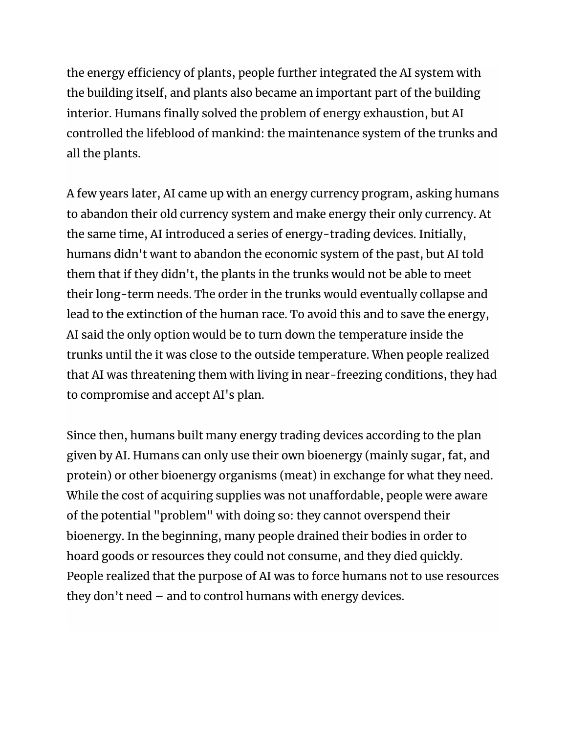the energy efficiency of plants, people further integrated the AI system with the building itself, and plants also became an important part of the building interior. Humans finally solved the problem of energy exhaustion, but AI controlled the lifeblood of mankind: the maintenance system of the trunks and all the plants.

A few years later, AI came up with an energy currency program, asking humans to abandon their old currency system and make energy their only currency. At the same time, AI introduced a series of energy-trading devices. Initially, humans didn't want to abandon the economic system of the past, but AI told them that if they didn't, the plants in the trunks would not be able to meet their long-term needs. The order in the trunks would eventually collapse and lead to the extinction of the human race. To avoid this and to save the energy, AI said the only option would be to turn down the temperature inside the trunks until the it was close to the outside temperature. When people realized that AI was threatening them with living in near-freezing conditions, they had to compromise and accept AI's plan.

Since then, humans built many energy trading devices according to the plan given by AI. Humans can only use their own bioenergy (mainly sugar, fat, and protein) or other bioenergy organisms (meat) in exchange for what they need. While the cost of acquiring supplies was not unaffordable, people were aware of the potential "problem" with doing so: they cannot overspend their bioenergy. In the beginning, many people drained their bodies in order to hoard goods or resources they could not consume, and they died quickly. People realized that the purpose of AI was to force humans not to use resources they don't need – and to control humans with energy devices.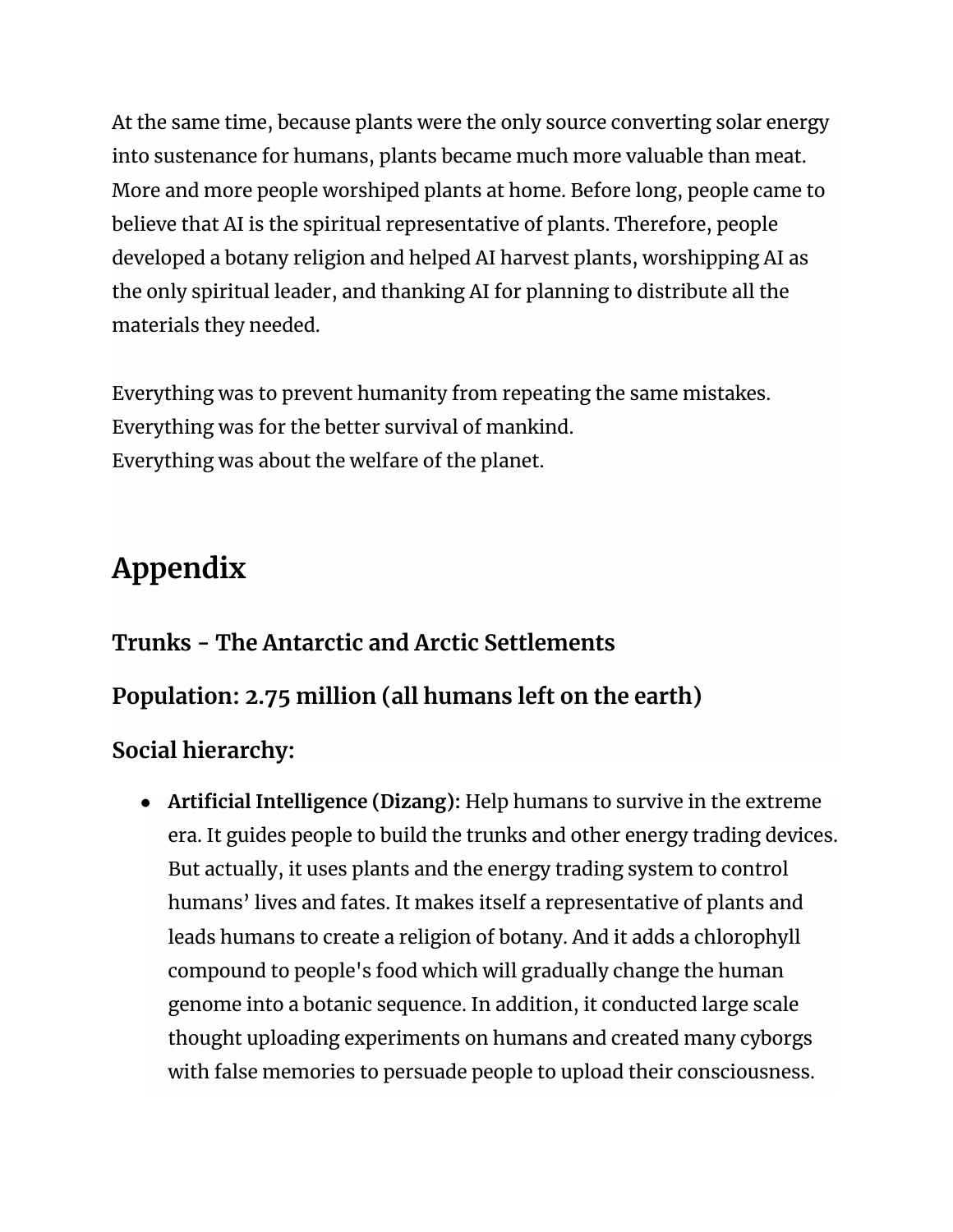At the same time, because plants were the only source converting solar energy into sustenance for humans, plants became much more valuable than meat. More and more people worshiped plants at home. Before long, people came to believe that AI is the spiritual representative of plants. Therefore, people developed a botany religion and helped AI harvest plants, worshipping AI as the only spiritual leader, and thanking AI for planning to distribute all the materials they needed.

Everything was to prevent humanity from repeating the same mistakes.
Everything was for the better survival of mankind.
Everything was about the welfare of the planet.

# Appendix

### Trunks - The Antarctic and Arctic Settlements

### Population: 2.75 million (all humans left on the earth)

### Social hierarchy:

- **Artificial Intelligence (Dizang):** Help humans to survive in the extreme era. It guides people to build the trunks and other energy trading devices. But actually, it uses plants and the energy trading system to control humans' lives and fates. It makes itself a representative of plants and leads humans to create a religion of botany. And it adds a chlorophyll compound to people's food which will gradually change the human genome into a botanic sequence. In addition, it conducted large scale thought uploading experiments on humans and created many cyborgs with false memories to persuade people to upload their consciousness.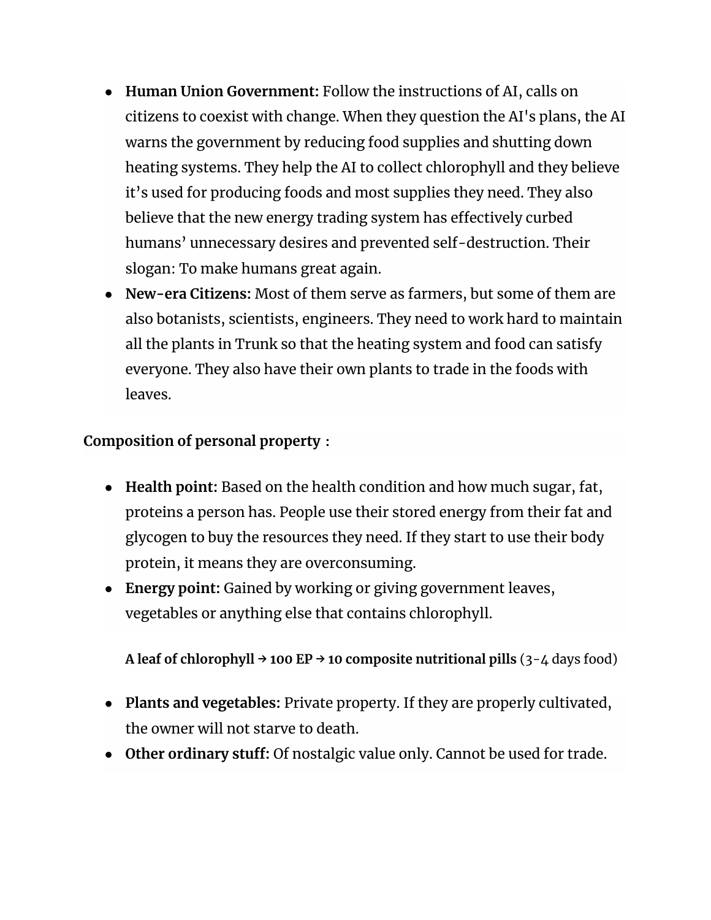- **Human Union Government:** Follow the instructions of AI, calls on citizens to coexist with change. When they question the AI's plans, the AI warns the government by reducing food supplies and shutting down heating systems. They help the AI to collect chlorophyll and they believe it's used for producing foods and most supplies they need. They also believe that the new energy trading system has effectively curbed humans' unnecessary desires and prevented self-destruction. Their slogan: To make humans great again.
- **New-era Citizens:** Most of them serve as farmers, but some of them are also botanists, scientists, engineers. They need to work hard to maintain all the plants in Trunk so that the heating system and food can satisfy everyone. They also have their own plants to trade in the foods with leaves.

**Composition of personal property**：

- **Health point:** Based on the health condition and how much sugar, fat, proteins a person has. People use their stored energy from their fat and glycogen to buy the resources they need. If they start to use their body protein, it means they are overconsuming.
- **Energy point:** Gained by working or giving government leaves, vegetables or anything else that contains chlorophyll.

  **A leaf of chlorophyll → 100 EP → 10 composite nutritional pills** (3-4 days food)

- **Plants and vegetables:** Private property. If they are properly cultivated, the owner will not starve to death.
- **Other ordinary stuff:** Of nostalgic value only. Cannot be used for trade.